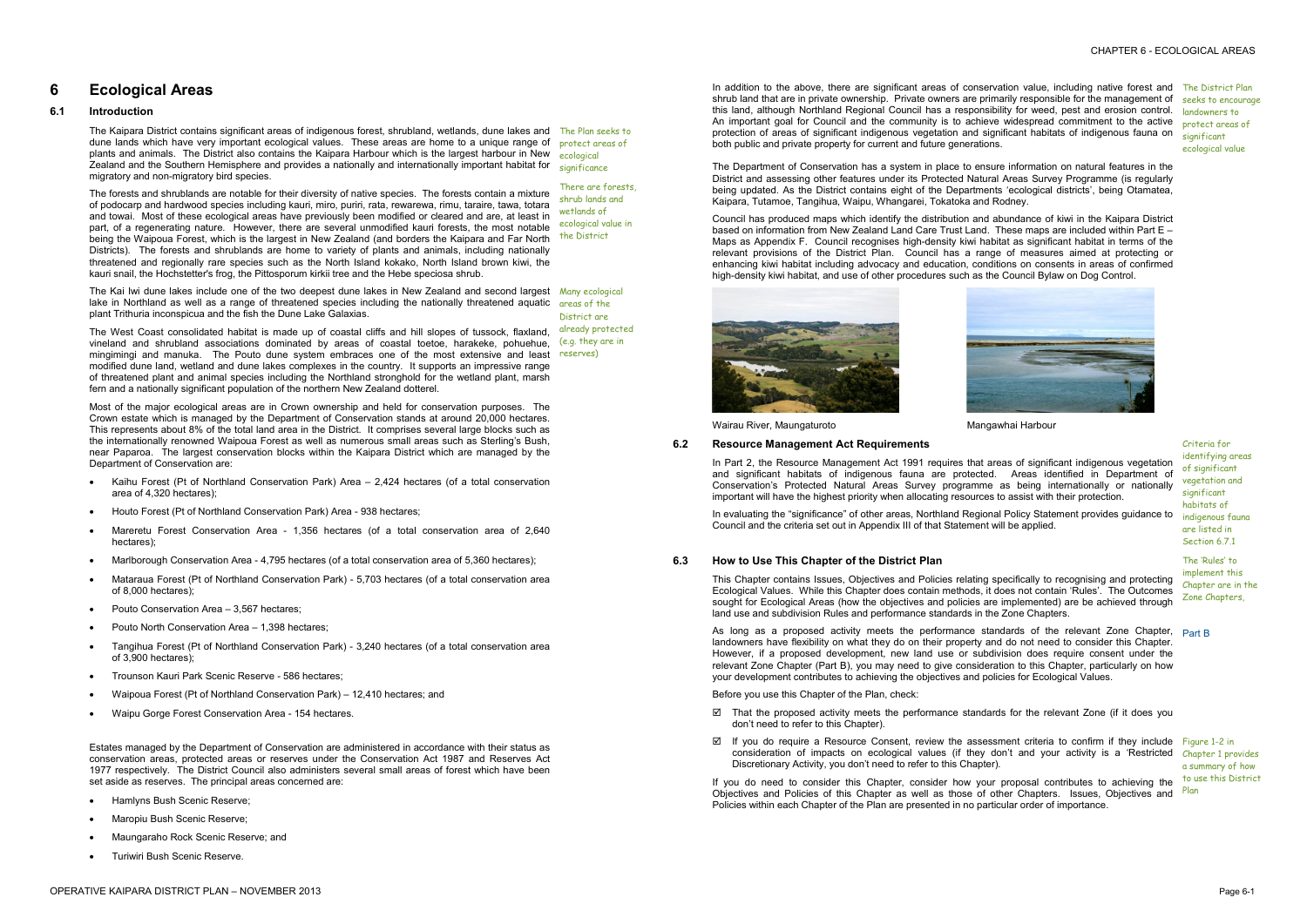# 6 Ecological Areas

## 6.1 Introduction

The Kaipara District contains significant areas of indigenous forest, shrubland, wetlands, dune lakes and dune lands which have very important ecological values. These areas are home to a unique range of plants and animals. The District also contains the Kaipara Harbour which is the largest harbour in New Zealand and the Southern Hemisphere and provides a nationally and internationally important habitat for migratory and non-migratory bird species.

*The Plan seeks to protect areas of ecological significance*

The forests and shrublands are notable for their diversity of native species. The forests contain a mixture of podocarp and hardwood species including kauri, miro, puriri, rata, rewarewa, rimu, taraire, tawa, totara and towai. Most of these ecological areas have previously been modified or cleared and are, at least in part, of a regenerating nature. However, there are several unmodified kauri forests, the most notable being the Waipoua Forest, which is the largest in New Zealand (and borders the Kaipara and Far North Districts). The forests and shrublands are home to variety of plants and animals, including nationally threatened and regionally rare species such as the North Island kokako, North Island brown kiwi, the kauri snail, the Hochstetter's frog, the Pittosporum kirkii tree and the Hebe speciosa shrub.

*There are forests, shrub lands and wetlands of ecological value in the District*

The Kai Iwi dune lakes include one of the two deepest dune lakes in New Zealand and second largest lake in Northland as well as a range of threatened species including the nationally threatened aquatic plant Trithuria inconspicua and the fish the Dune Lake Galaxias.

*Many ecological areas of the District are already protected (e.g. they are in reserves)*

The West Coast consolidated habitat is made up of coastal cliffs and hill slopes of tussock, flaxland, vineland and shrubland associations dominated by areas of coastal toetoe, harakeke, pohuehue, mingimingi and manuka. The Pouto dune system embraces one of the most extensive and least modified dune land, wetland and dune lakes complexes in the country. It supports an impressive range of threatened plant and animal species including the Northland stronghold for the wetland plant, marsh fern and a nationally significant population of the northern New Zealand dotterel.

Most of the major ecological areas are in Crown ownership and held for conservation purposes. The Crown estate which is managed by the Department of Conservation stands at around 20,000 hectares. This represents about 8% of the total land area in the District. It comprises several large blocks such as the internationally renowned Waipoua Forest as well as numerous small areas such as Sterling's Bush, near Paparoa. The largest conservation blocks within the Kaipara District which are managed by the Department of Conservation are:

- Kaihu Forest (Pt of Northland Conservation Park) Area – 2,424 hectares (of a total conservation area of 4,320 hectares);
- Houto Forest (Pt of Northland Conservation Park) Area - 938 hectares;
- Mareretu Forest Conservation Area - 1,356 hectares (of a total conservation area of 2,640 hectares);
- Marlborough Conservation Area - 4,795 hectares (of a total conservation area of 5,360 hectares);
- Mataraua Forest (Pt of Northland Conservation Park) - 5,703 hectares (of a total conservation area of 8,000 hectares);
- Pouto Conservation Area – 3,567 hectares;
- Pouto North Conservation Area – 1,398 hectares;
- Tangihua Forest (Pt of Northland Conservation Park) - 3,240 hectares (of a total conservation area of 3,900 hectares);
- Trounson Kauri Park Scenic Reserve - 586 hectares;
- Waipoua Forest (Pt of Northland Conservation Park) – 12,410 hectares; and
- Waipu Gorge Forest Conservation Area - 154 hectares.

Estates managed by the Department of Conservation are administered in accordance with their status as conservation areas, protected areas or reserves under the Conservation Act 1987 and Reserves Act 1977 respectively. The District Council also administers several small areas of forest which have been set aside as reserves. The principal areas concerned are:

- Hamlyns Bush Scenic Reserve;
- Maropiu Bush Scenic Reserve;
- Maungaraho Rock Scenic Reserve; and
- Turiwiri Bush Scenic Reserve.

In addition to the above, there are significant areas of conservation value, including native forest and shrub land that are in private ownership. Private owners are primarily responsible for the management of this land, although Northland Regional Council has a responsibility for weed, pest and erosion control. An important goal for Council and the community is to achieve widespread commitment to the active protection of areas of significant indigenous vegetation and significant habitats of indigenous fauna on both public and private property for current and future generations.

*The District Plan seeks to encourage landowners to protect areas of significant ecological value*

The Department of Conservation has a system in place to ensure information on natural features in the District and assessing other features under its Protected Natural Areas Survey Programme (is regularly being updated. As the District contains eight of the Departments 'ecological districts', being Otamatea, Kaipara, Tutamoe, Tangihua, Waipu, Whangarei, Tokatoka and Rodney.

Council has produced maps which identify the distribution and abundance of kiwi in the Kaipara District based on information from New Zealand Land Care Trust Land. These maps are included within Part E – Maps as Appendix F. Council recognises high-density kiwi habitat as significant habitat in terms of the relevant provisions of the District Plan. Council has a range of measures aimed at protecting or enhancing kiwi habitat including advocacy and education, conditions on consents in areas of confirmed high-density kiwi habitat, and use of other procedures such as the Council Bylaw on Dog Control.

Wairau River, Maungaturoto

Mangawhai Harbour

## 6.2 Resource Management Act Requirements

In Part 2, the Resource Management Act 1991 requires that areas of significant indigenous vegetation and significant habitats of indigenous fauna are protected. Areas identified in Department of Conservation's Protected Natural Areas Survey programme as being internationally or nationally important will have the highest priority when allocating resources to assist with their protection.

*Criteria for identifying areas of significant vegetation and significant habitats of indigenous fauna are listed in Section 6.7.1*

In evaluating the "significance" of other areas, Northland Regional Policy Statement provides guidance to Council and the criteria set out in Appendix III of that Statement will be applied.

## 6.3 How to Use This Chapter of the District Plan

This Chapter contains Issues, Objectives and Policies relating specifically to recognising and protecting Ecological Values. While this Chapter does contain methods, it does not contain 'Rules'. The Outcomes sought for Ecological Areas (how the objectives and policies are implemented) are be achieved through land use and subdivision Rules and performance standards in the Zone Chapters.

*The 'Rules' to implement this Chapter are in the Zone Chapters,*

As long as a proposed activity meets the performance standards of the relevant Zone Chapter, landowners have flexibility on what they do on their property and do not need to consider this Chapter. However, if a proposed development, new land use or subdivision does require consent under the relevant Zone Chapter (Part B), you may need to give consideration to this Chapter, particularly on how your development contributes to achieving the objectives and policies for Ecological Values.

*Part B*

Before you use this Chapter of the Plan, check:

- ☑ That the proposed activity meets the performance standards for the relevant Zone (if it does you don't need to refer to this Chapter).
- ☑ If you do require a Resource Consent, review the assessment criteria to confirm if they include consideration of impacts on ecological values (if they don't and your activity is a 'Restricted Discretionary Activity, you don't need to refer to this Chapter).

*Figure 1-2 in Chapter 1 provides a summary of how to use this District Plan*

If you do need to consider this Chapter, consider how your proposal contributes to achieving the Objectives and Policies of this Chapter as well as those of other Chapters. Issues, Objectives and Policies within each Chapter of the Plan are presented in no particular order of importance.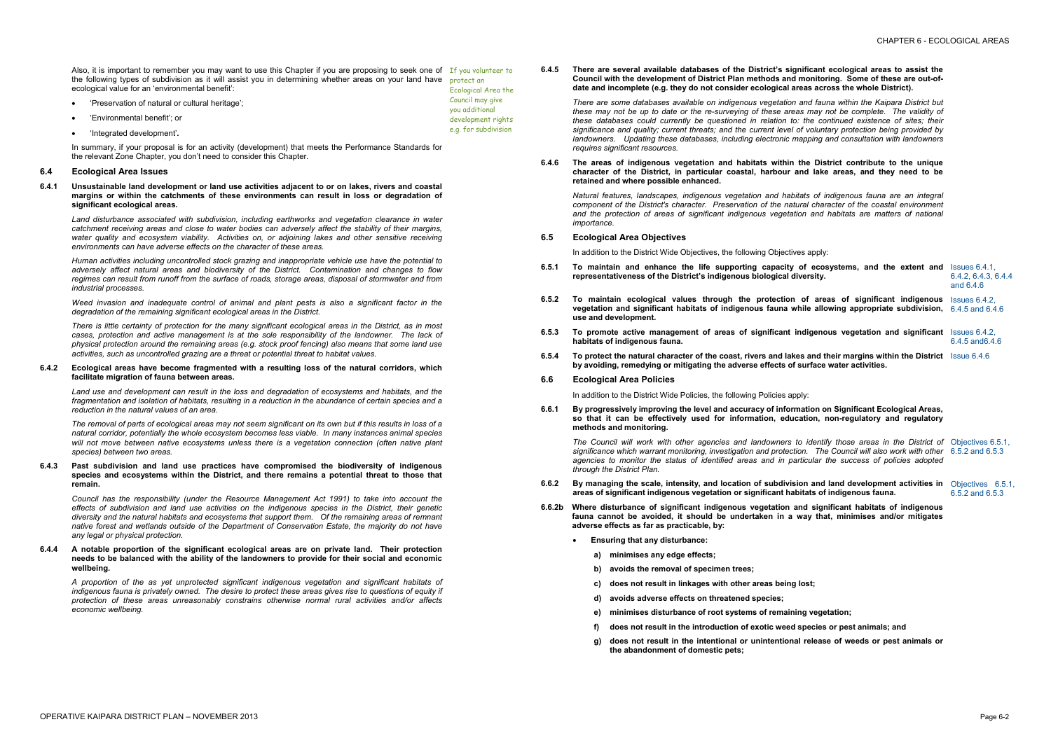Also, it is important to remember you may want to use this Chapter if you are proposing to seek one of the following types of subdivision as it will assist you in determining whether areas on your land have ecological value for an 'environmental benefit':

- 'Preservation of natural or cultural heritage';
- 'Environmental benefit'; or
- 'Integrated development'.

*If you volunteer to protect an Ecological Area the Council may give you additional development rights e.g. for subdivision*

In summary, if your proposal is for an activity (development) that meets the Performance Standards for the relevant Zone Chapter, you don't need to consider this Chapter.

## 6.4 Ecological Area Issues

**6.4.1 Unsustainable land development or land use activities adjacent to or on lakes, rivers and coastal margins or within the catchments of these environments can result in loss or degradation of significant ecological areas.**

*Land disturbance associated with subdivision, including earthworks and vegetation clearance in water catchment receiving areas and close to water bodies can adversely affect the stability of their margins, water quality and ecosystem viability. Activities on, or adjoining lakes and other sensitive receiving environments can have adverse effects on the character of these areas.*

*Human activities including uncontrolled stock grazing and inappropriate vehicle use have the potential to adversely affect natural areas and biodiversity of the District. Contamination and changes to flow regimes can result from runoff from the surface of roads, storage areas, disposal of stormwater and from industrial processes.*

*Weed invasion and inadequate control of animal and plant pests is also a significant factor in the degradation of the remaining significant ecological areas in the District.*

*There is little certainty of protection for the many significant ecological areas in the District, as in most cases, protection and active management is at the sole responsibility of the landowner. The lack of physical protection around the remaining areas (e.g. stock proof fencing) also means that some land use activities, such as uncontrolled grazing are a threat or potential threat to habitat values.*

**6.4.2 Ecological areas have become fragmented with a resulting loss of the natural corridors, which facilitate migration of fauna between areas.**

*Land use and development can result in the loss and degradation of ecosystems and habitats, and the fragmentation and isolation of habitats, resulting in a reduction in the abundance of certain species and a reduction in the natural values of an area.*

*The removal of parts of ecological areas may not seem significant on its own but if this results in loss of a natural corridor, potentially the whole ecosystem becomes less viable. In many instances animal species will not move between native ecosystems unless there is a vegetation connection (often native plant species) between two areas.*

**6.4.3 Past subdivision and land use practices have compromised the biodiversity of indigenous species and ecosystems within the District, and there remains a potential threat to those that remain.**

*Council has the responsibility (under the Resource Management Act 1991) to take into account the effects of subdivision and land use activities on the indigenous species in the District, their genetic diversity and the natural habitats and ecosystems that support them. Of the remaining areas of remnant native forest and wetlands outside of the Department of Conservation Estate, the majority do not have any legal or physical protection.*

**6.4.4 A notable proportion of the significant ecological areas are on private land. Their protection needs to be balanced with the ability of the landowners to provide for their social and economic wellbeing.**

*A proportion of the as yet unprotected significant indigenous vegetation and significant habitats of indigenous fauna is privately owned. The desire to protect these areas gives rise to questions of equity if protection of these areas unreasonably constrains otherwise normal rural activities and/or affects economic wellbeing.*

**6.4.5 There are several available databases of the District's significant ecological areas to assist the Council with the development of District Plan methods and monitoring. Some of these are out-of-date and incomplete (e.g. they do not consider ecological areas across the whole District).**

*There are some databases available on indigenous vegetation and fauna within the Kaipara District but these may not be up to date or the re-surveying of these areas may not be complete. The validity of these databases could currently be questioned in relation to: the continued existence of sites; their significance and quality; current threats; and the current level of voluntary protection being provided by landowners. Updating these databases, including electronic mapping and consultation with landowners requires significant resources.*

**6.4.6 The areas of indigenous vegetation and habitats within the District contribute to the unique character of the District, in particular coastal, harbour and lake areas, and they need to be retained and where possible enhanced.**

*Natural features, landscapes, indigenous vegetation and habitats of indigenous fauna are an integral component of the District's character. Preservation of the natural character of the coastal environment and the protection of areas of significant indigenous vegetation and habitats are matters of national importance.*

## 6.5 Ecological Area Objectives

In addition to the District Wide Objectives, the following Objectives apply:

**6.5.1 To maintain and enhance the life supporting capacity of ecosystems, and the extent and representativeness of the District's indigenous biological diversity.** Issues 6.4.1, 6.4.2, 6.4.3, 6.4.4 and 6.4.6

**6.5.2 To maintain ecological values through the protection of areas of significant indigenous vegetation and significant habitats of indigenous fauna while allowing appropriate subdivision, use and development.** Issues 6.4.2, 6.4.5 and 6.4.6

**6.5.3 To promote active management of areas of significant indigenous vegetation and significant habitats of indigenous fauna.** Issues 6.4.2, 6.4.5 and6.4.6

**6.5.4 To protect the natural character of the coast, rivers and lakes and their margins within the District by avoiding, remedying or mitigating the adverse effects of surface water activities.** Issue 6.4.6

## 6.6 Ecological Area Policies

In addition to the District Wide Policies, the following Policies apply:

**6.6.1 By progressively improving the level and accuracy of information on Significant Ecological Areas, so that it can be effectively used for information, education, non-regulatory and regulatory methods and monitoring.**

*The Council will work with other agencies and landowners to identify those areas in the District of significance which warrant monitoring, investigation and protection. The Council will also work with other agencies to monitor the status of identified areas and in particular the success of policies adopted through the District Plan.* Objectives 6.5.1, 6.5.2 and 6.5.3

**6.6.2 By managing the scale, intensity, and location of subdivision and land development activities in areas of significant indigenous vegetation or significant habitats of indigenous fauna.** Objectives 6.5.1, 6.5.2 and 6.5.3

**6.6.2b Where disturbance of significant indigenous vegetation and significant habitats of indigenous fauna cannot be avoided, it should be undertaken in a way that, minimises and/or mitigates adverse effects as far as practicable, by:**

- **Ensuring that any disturbance:**
  - **a) minimises any edge effects;**
  - **b) avoids the removal of specimen trees;**
  - **c) does not result in linkages with other areas being lost;**
  - **d) avoids adverse effects on threatened species;**
  - **e) minimises disturbance of root systems of remaining vegetation;**
  - **f) does not result in the introduction of exotic weed species or pest animals; and**
  - **g) does not result in the intentional or unintentional release of weeds or pest animals or the abandonment of domestic pets;**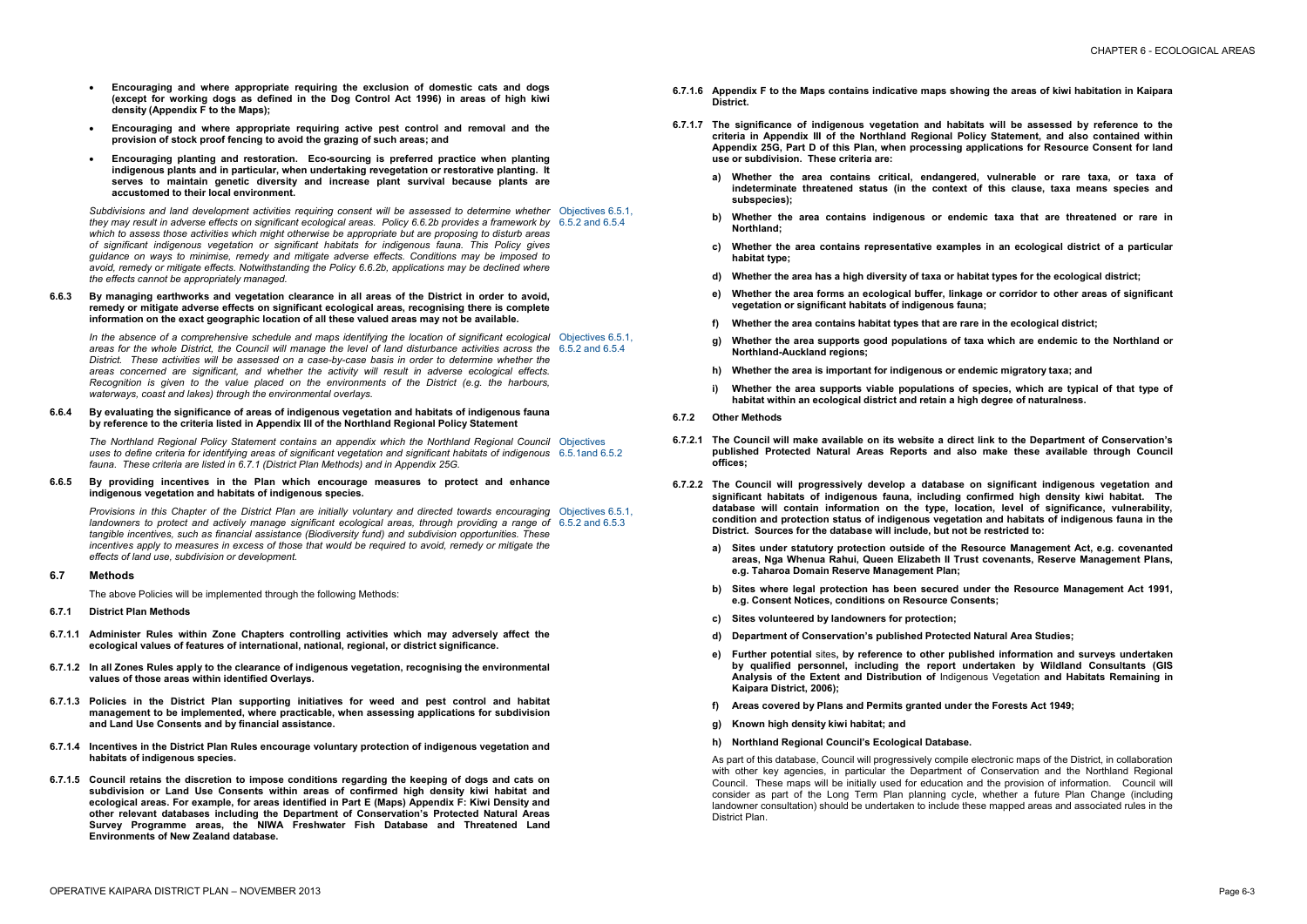- **Encouraging and where appropriate requiring the exclusion of domestic cats and dogs (except for working dogs as defined in the Dog Control Act 1996) in areas of high kiwi density (Appendix F to the Maps);**
- **Encouraging and where appropriate requiring active pest control and removal and the provision of stock proof fencing to avoid the grazing of such areas; and**
- **Encouraging planting and restoration. Eco-sourcing is preferred practice when planting indigenous plants and in particular, when undertaking revegetation or restorative planting. It serves to maintain genetic diversity and increase plant survival because plants are accustomed to their local environment.**

*Subdivisions and land development activities requiring consent will be assessed to determine whether they may result in adverse effects on significant ecological areas. Policy 6.6.2b provides a framework by which to assess those activities which might otherwise be appropriate but are proposing to disturb areas of significant indigenous vegetation or significant habitats for indigenous fauna. This Policy gives guidance on ways to minimise, remedy and mitigate adverse effects. Conditions may be imposed to avoid, remedy or mitigate effects. Notwithstanding the Policy 6.6.2b, applications may be declined where the effects cannot be appropriately managed.*

Objectives 6.5.1, 6.5.2 and 6.5.4

**6.6.3 By managing earthworks and vegetation clearance in all areas of the District in order to avoid, remedy or mitigate adverse effects on significant ecological areas, recognising there is complete information on the exact geographic location of all these valued areas may not be available.**

*In the absence of a comprehensive schedule and maps identifying the location of significant ecological areas for the whole District, the Council will manage the level of land disturbance activities across the District. These activities will be assessed on a case-by-case basis in order to determine whether the areas concerned are significant, and whether the activity will result in adverse ecological effects. Recognition is given to the value placed on the environments of the District (e.g. the harbours, waterways, coast and lakes) through the environmental overlays.*

Objectives 6.5.1, 6.5.2 and 6.5.4

**6.6.4 By evaluating the significance of areas of indigenous vegetation and habitats of indigenous fauna by reference to the criteria listed in Appendix III of the Northland Regional Policy Statement**

*The Northland Regional Policy Statement contains an appendix which the Northland Regional Council uses to define criteria for identifying areas of significant vegetation and significant habitats of indigenous fauna. These criteria are listed in 6.7.1 (District Plan Methods) and in Appendix 25G.*

Objectives 6.5.1and 6.5.2

**6.6.5 By providing incentives in the Plan which encourage measures to protect and enhance indigenous vegetation and habitats of indigenous species.**

*Provisions in this Chapter of the District Plan are initially voluntary and directed towards encouraging landowners to protect and actively manage significant ecological areas, through providing a range of tangible incentives, such as financial assistance (Biodiversity fund) and subdivision opportunities. These incentives apply to measures in excess of those that would be required to avoid, remedy or mitigate the effects of land use, subdivision or development.*

Objectives 6.5.1, 6.5.2 and 6.5.3

## 6.7 Methods

The above Policies will be implemented through the following Methods:

### 6.7.1 District Plan Methods

**6.7.1.1 Administer Rules within Zone Chapters controlling activities which may adversely affect the ecological values of features of international, national, regional, or district significance.**

**6.7.1.2 In all Zones Rules apply to the clearance of indigenous vegetation, recognising the environmental values of those areas within identified Overlays.**

**6.7.1.3 Policies in the District Plan supporting initiatives for weed and pest control and habitat management to be implemented, where practicable, when assessing applications for subdivision and Land Use Consents and by financial assistance.**

**6.7.1.4 Incentives in the District Plan Rules encourage voluntary protection of indigenous vegetation and habitats of indigenous species.**

**6.7.1.5 Council retains the discretion to impose conditions regarding the keeping of dogs and cats on subdivision or Land Use Consents within areas of confirmed high density kiwi habitat and ecological areas. For example, for areas identified in Part E (Maps) Appendix F: Kiwi Density and other relevant databases including the Department of Conservation's Protected Natural Areas Survey Programme areas, the NIWA Freshwater Fish Database and Threatened Land Environments of New Zealand database.**

**6.7.1.6 Appendix F to the Maps contains indicative maps showing the areas of kiwi habitation in Kaipara District.**

**6.7.1.7 The significance of indigenous vegetation and habitats will be assessed by reference to the criteria in Appendix III of the Northland Regional Policy Statement, and also contained within Appendix 25G, Part D of this Plan, when processing applications for Resource Consent for land use or subdivision. These criteria are:**

**a) Whether the area contains critical, endangered, vulnerable or rare taxa, or taxa of indeterminate threatened status (in the context of this clause, taxa means species and subspecies);**

**b) Whether the area contains indigenous or endemic taxa that are threatened or rare in Northland;**

**c) Whether the area contains representative examples in an ecological district of a particular habitat type;**

**d) Whether the area has a high diversity of taxa or habitat types for the ecological district;**

**e) Whether the area forms an ecological buffer, linkage or corridor to other areas of significant vegetation or significant habitats of indigenous fauna;**

**f) Whether the area contains habitat types that are rare in the ecological district;**

**g) Whether the area supports good populations of taxa which are endemic to the Northland or Northland-Auckland regions;**

**h) Whether the area is important for indigenous or endemic migratory taxa; and**

**i) Whether the area supports viable populations of species, which are typical of that type of habitat within an ecological district and retain a high degree of naturalness.**

### 6.7.2 Other Methods

**6.7.2.1 The Council will make available on its website a direct link to the Department of Conservation's published Protected Natural Areas Reports and also make these available through Council offices;**

**6.7.2.2 The Council will progressively develop a database on significant indigenous vegetation and significant habitats of indigenous fauna, including confirmed high density kiwi habitat. The database will contain information on the type, location, level of significance, vulnerability, condition and protection status of indigenous vegetation and habitats of indigenous fauna in the District. Sources for the database will include, but not be restricted to:**

**a) Sites under statutory protection outside of the Resource Management Act, e.g. covenanted areas, Nga Whenua Rahui, Queen Elizabeth II Trust covenants, Reserve Management Plans, e.g. Taharoa Domain Reserve Management Plan;**

**b) Sites where legal protection has been secured under the Resource Management Act 1991, e.g. Consent Notices, conditions on Resource Consents;**

**c) Sites volunteered by landowners for protection;**

**d) Department of Conservation's published Protected Natural Area Studies;**

**e) Further potential** sites**, by reference to other published information and surveys undertaken by qualified personnel, including the report undertaken by Wildland Consultants (GIS Analysis of the Extent and Distribution of** Indigenous Vegetation **and Habitats Remaining in Kaipara District, 2006);**

**f) Areas covered by Plans and Permits granted under the Forests Act 1949;**

**g) Known high density kiwi habitat; and**

**h) Northland Regional Council's Ecological Database.**

As part of this database, Council will progressively compile electronic maps of the District, in collaboration with other key agencies, in particular the Department of Conservation and the Northland Regional Council. These maps will be initially used for education and the provision of information. Council will consider as part of the Long Term Plan planning cycle, whether a future Plan Change (including landowner consultation) should be undertaken to include these mapped areas and associated rules in the District Plan.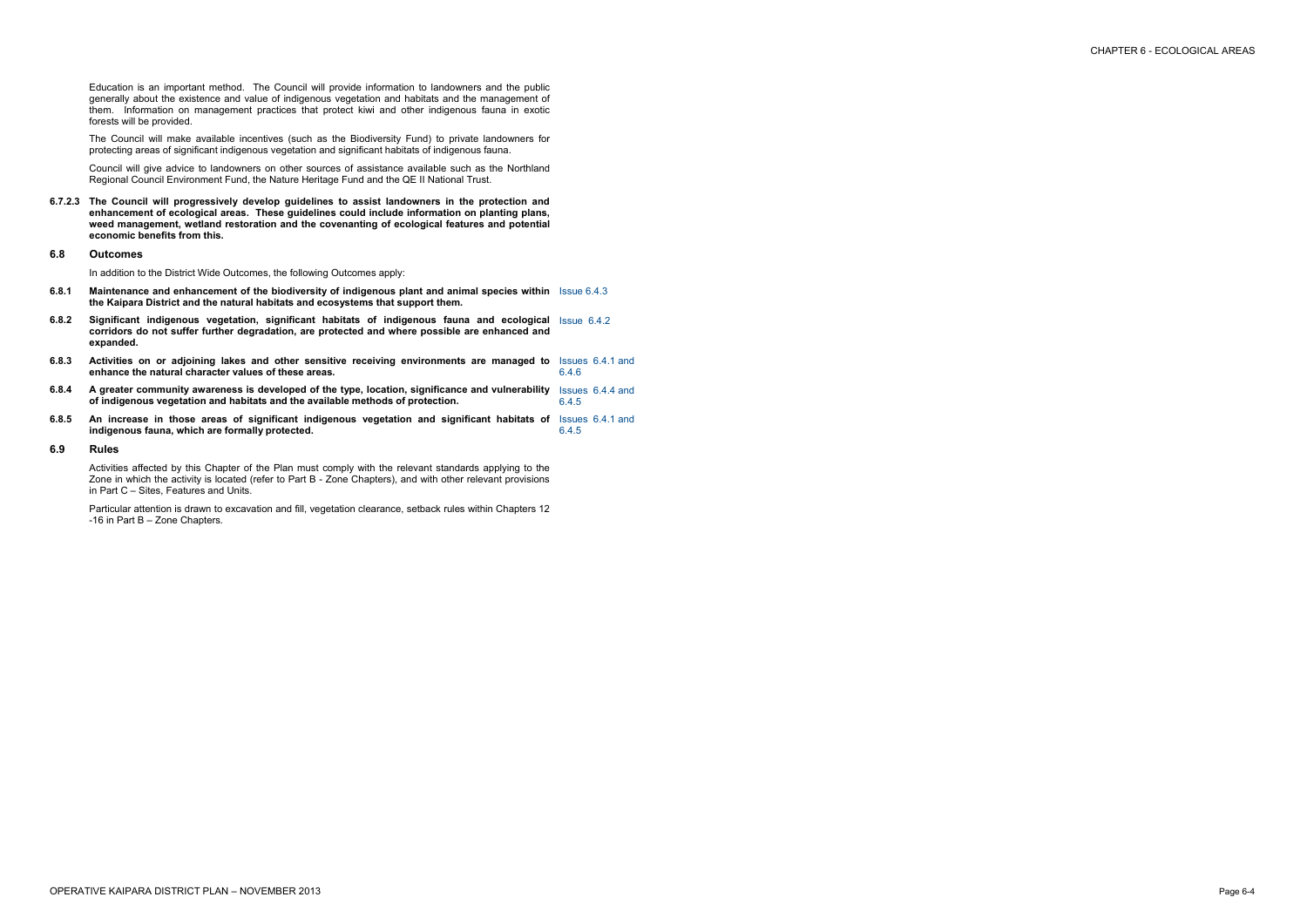Education is an important method. The Council will provide information to landowners and the public generally about the existence and value of indigenous vegetation and habitats and the management of them. Information on management practices that protect kiwi and other indigenous fauna in exotic forests will be provided.

The Council will make available incentives (such as the Biodiversity Fund) to private landowners for protecting areas of significant indigenous vegetation and significant habitats of indigenous fauna.

Council will give advice to landowners on other sources of assistance available such as the Northland Regional Council Environment Fund, the Nature Heritage Fund and the QE II National Trust.

**6.7.2.3 The Council will progressively develop guidelines to assist landowners in the protection and enhancement of ecological areas. These guidelines could include information on planting plans, weed management, wetland restoration and the covenanting of ecological features and potential economic benefits from this.**

## 6.8 Outcomes

In addition to the District Wide Outcomes, the following Outcomes apply:

**6.8.1 Maintenance and enhancement of the biodiversity of indigenous plant and animal species within the Kaipara District and the natural habitats and ecosystems that support them.** Issue 6.4.3

**6.8.2 Significant indigenous vegetation, significant habitats of indigenous fauna and ecological corridors do not suffer further degradation, are protected and where possible are enhanced and expanded.** Issue 6.4.2

**6.8.3 Activities on or adjoining lakes and other sensitive receiving environments are managed to enhance the natural character values of these areas.** Issues 6.4.1 and 6.4.6

**6.8.4 A greater community awareness is developed of the type, location, significance and vulnerability of indigenous vegetation and habitats and the available methods of protection.** Issues 6.4.4 and 6.4.5

**6.8.5 An increase in those areas of significant indigenous vegetation and significant habitats of indigenous fauna, which are formally protected.** Issues 6.4.1 and 6.4.5

## 6.9 Rules

Activities affected by this Chapter of the Plan must comply with the relevant standards applying to the Zone in which the activity is located (refer to Part B - Zone Chapters), and with other relevant provisions in Part C – Sites, Features and Units.

Particular attention is drawn to excavation and fill, vegetation clearance, setback rules within Chapters 12 -16 in Part B – Zone Chapters.